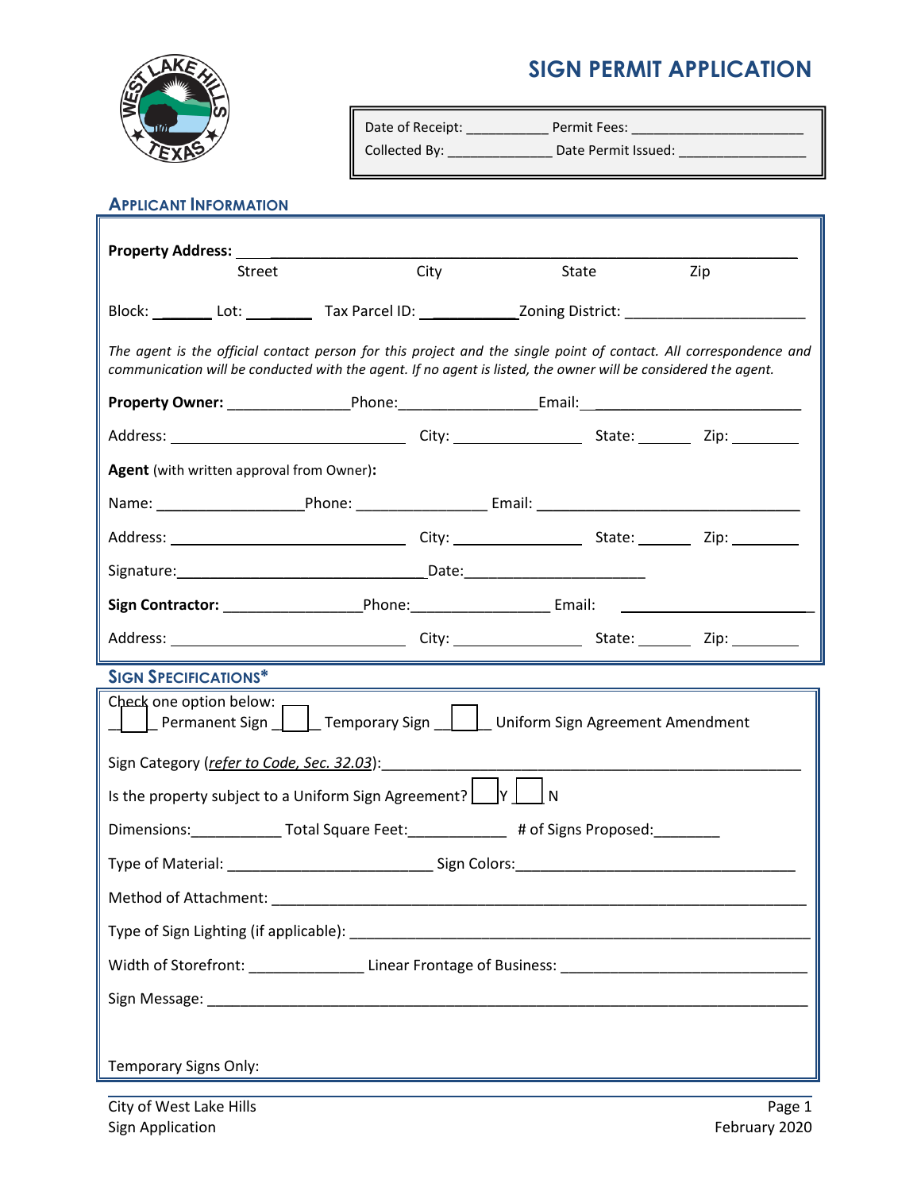# SIGN PERMIT APPLICATION

Date of Receipt: ___________ Permit Fees: _______________________

Collected By: ______________ Date Permit Issued: _________________

## APPLICANT INFORMATION

**Property Address:** ______________________________________________________________

Street City State Zip

Block: _______ Lot: ________ Tax Parcel ID: ___________ Zoning District: ______________________

*The agent is the official contact person for this project and the single point of contact. All correspondence and communication will be conducted with the agent. If no agent is listed, the owner will be considered the agent.*

**Property Owner:** _______________ Phone: _________________ Email: _________________________

Address: ______________________________ City: ________________ State: _______ Zip: ________

**Agent** (with written approval from Owner)**:**

Name: __________________ Phone: ________________ Email: _________________________________

Address: ______________________________ City: ________________ State: _______ Zip: ________

Signature: ________________________________ Date: _______________________

**Sign Contractor:** _________________ Phone: _________________ Email: _________________________

Address: ______________________________ City: ________________ State: _______ Zip: ________

## SIGN SPECIFICATIONS*

Check one option below:

☐ Permanent Sign ☐ Temporary Sign ☐ Uniform Sign Agreement Amendment

Sign Category (*refer to Code, Sec. 32.03*): ___________________________________________________

Is the property subject to a Uniform Sign Agreement? ☐ Y ☐ N

Dimensions: ___________ Total Square Feet: ____________ # of Signs Proposed: ________

Type of Material: _________________________ Sign Colors: __________________________________

Method of Attachment: ________________________________________________________________

Type of Sign Lighting (if applicable): _______________________________________________________

Width of Storefront: ______________ Linear Frontage of Business: ______________________________

Sign Message: _______________________________________________________________________

Temporary Signs Only: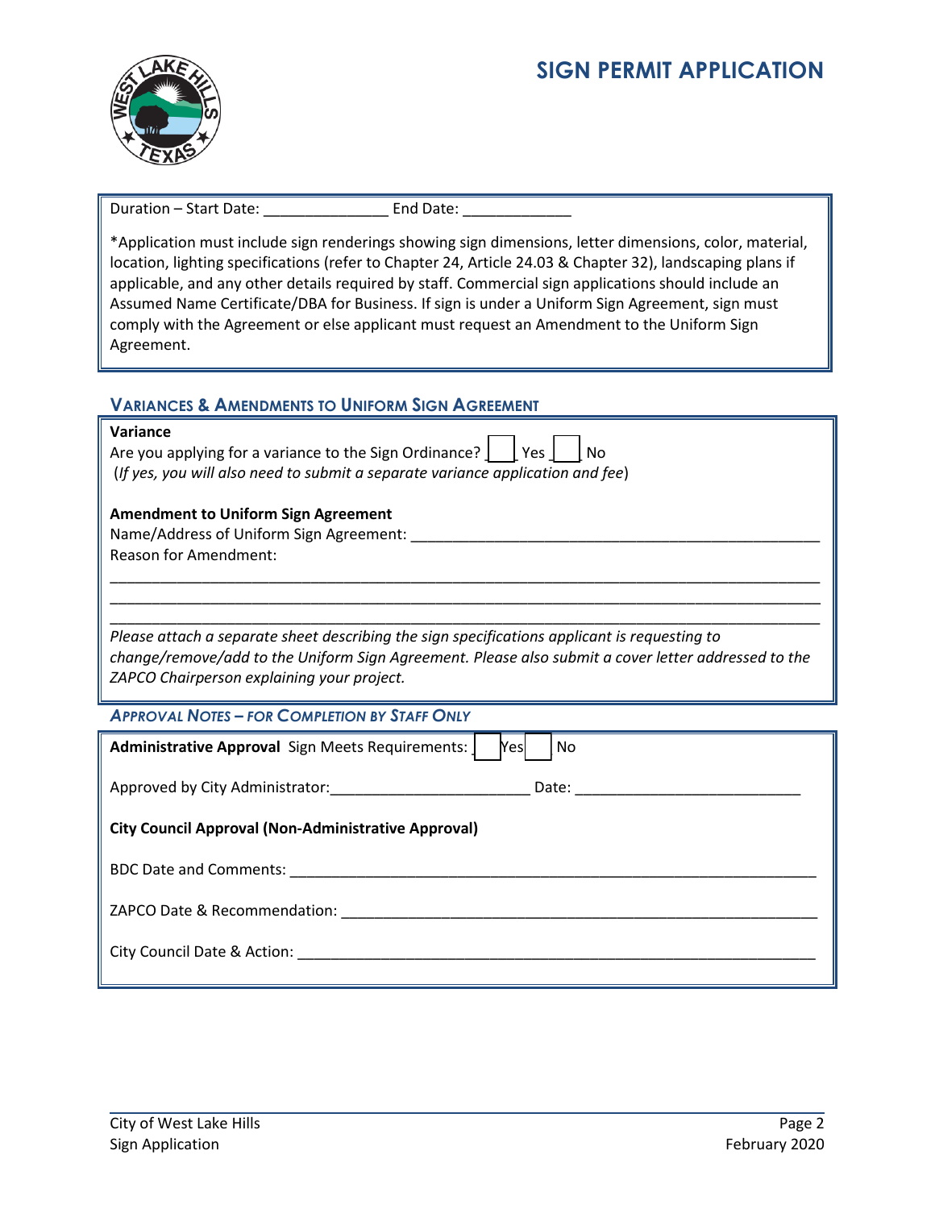# SIGN PERMIT APPLICATION

Duration – Start Date: _______________ End Date: _____________

*Application must include sign renderings showing sign dimensions, letter dimensions, color, material, location, lighting specifications (refer to Chapter 24, Article 24.03 & Chapter 32), landscaping plans if applicable, and any other details required by staff. Commercial sign applications should include an Assumed Name Certificate/DBA for Business. If sign is under a Uniform Sign Agreement, sign must comply with the Agreement or else applicant must request an Amendment to the Uniform Sign Agreement.

## VARIANCES & AMENDMENTS TO UNIFORM SIGN AGREEMENT

**Variance**

Are you applying for a variance to the Sign Ordinance? ☐ Yes ☐ No

(*If yes, you will also need to submit a separate variance application and fee*)

**Amendment to Uniform Sign Agreement**

Name/Address of Uniform Sign Agreement: ___________________________________________________

Reason for Amendment:

_____________________________________________________________________________________

_____________________________________________________________________________________

_____________________________________________________________________________________

*Please attach a separate sheet describing the sign specifications applicant is requesting to change/remove/add to the Uniform Sign Agreement. Please also submit a cover letter addressed to the ZAPCO Chairperson explaining your project.*

## *APPROVAL NOTES – FOR COMPLETION BY STAFF ONLY*

**Administrative Approval** Sign Meets Requirements: ☐ Yes ☐ No

Approved by City Administrator:________________________ Date: ___________________________

**City Council Approval (Non-Administrative Approval)**

BDC Date and Comments: _________________________________________________________________

ZAPCO Date & Recommendation: ___________________________________________________________

City Council Date & Action: ______________________________________________________________